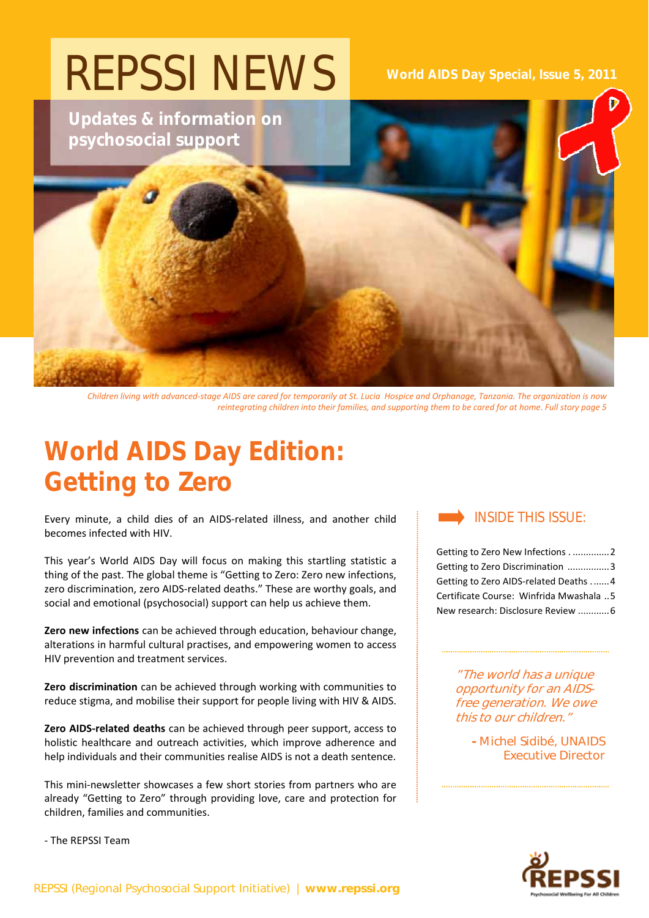# REPSSI NEWS

**World AIDS Day Special, Issue 5, 2011**

**Updates & information on psychosocial support**

*Children living with advanced-stage AIDS are cared for temporarily at St. Lucia Hospice and Orphanage, Tanzania. The organization is now reintegrating children into their families, and supporting them to be cared for at home. Full story page 5*

## World AIDS Day Edition: Getting to Zero

Every minute, a child dies of an AIDS-related illness, and another child becomes infected with HIV.

This year's World AIDS Day will focus on making this startling statistic a thing of the past. The global theme is "Getting to Zero: Zero new infections, zero discrimination, zero AIDS-related deaths." These are worthy goals, and social and emotional (psychosocial) support can help us achieve them.

**Zero new infections** can be achieved through education, behaviour change, alterations in harmful cultural practises, and empowering women to access HIV prevention and treatment services.

**Zero discrimination** can be achieved through working with communities to reduce stigma, and mobilise their support for people living with HIV & AIDS.

**Zero AIDS-related deaths** can be achieved through peer support, access to holistic healthcare and outreach activities, which improve adherence and help individuals and their communities realise AIDS is not a death sentence.

This mini-newsletter showcases a few short stories from partners who are already "Getting to Zero" through providing love, care and protection for children, families and communities.

\- The REPSSI Team

### INSIDE THIS ISSUE:

- Getting to Zero New Infections .............. 2
- Getting to Zero Discrimination ................ 3
- Getting to Zero AIDS-related Deaths ....... 4
- Certificate Course: Winfrida Mwashala .. 5
- New research: Disclosure Review ............ 6

*"The world has a unique opportunity for an AIDS-free generation. We owe this to our children."*

\- Michel Sidibé, UNAIDS Executive Director

REPSSI (Regional Psychosocial Support Initiative) | **www.repssi.org**

REPSSI — Psychosocial Wellbeing For All Children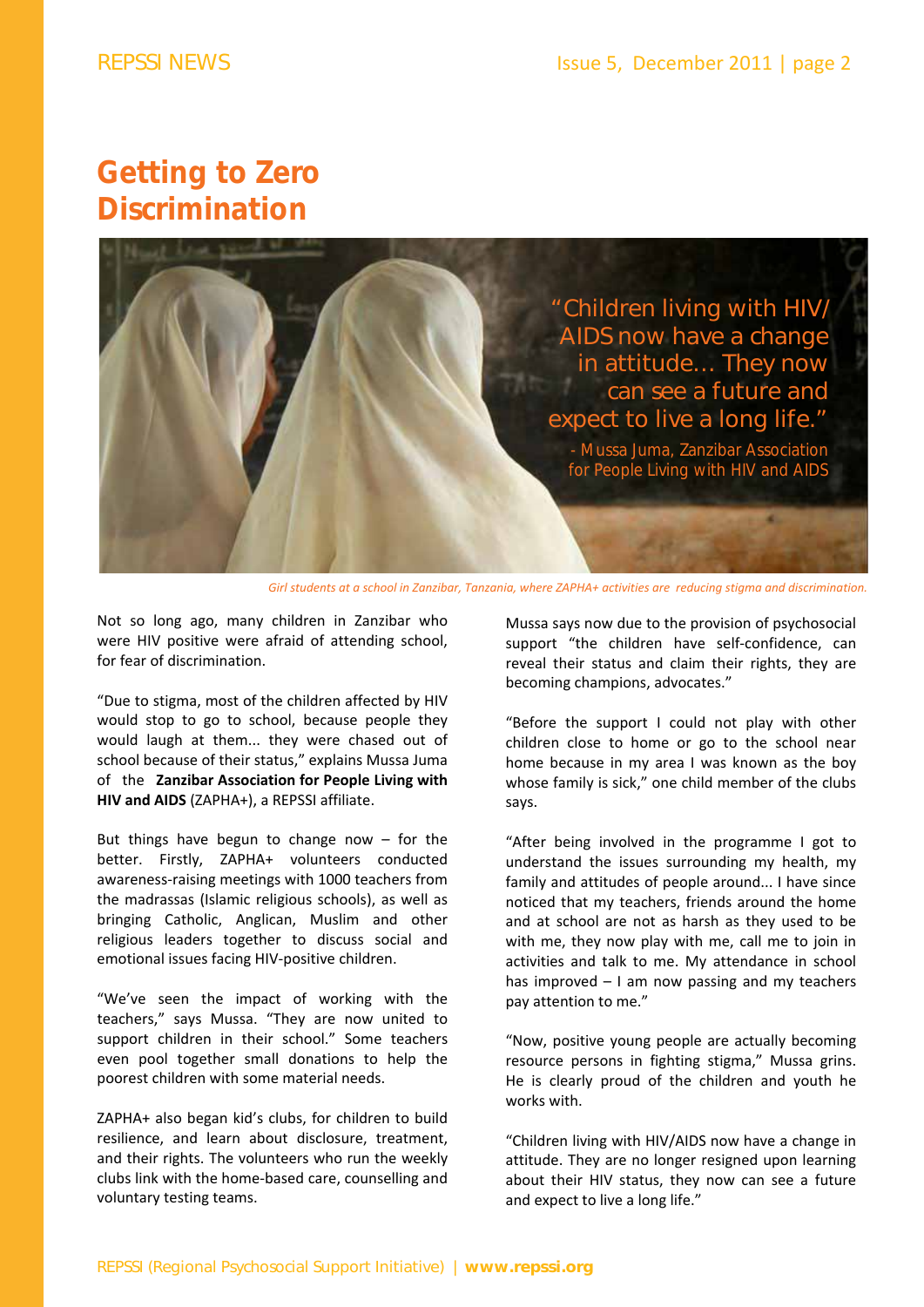# Getting to Zero Discrimination

"Children living with HIV/AIDS now have a change in attitude... They now can see a future and expect to live a long life."

- Mussa Juma, Zanzibar Association for People Living with HIV and AIDS

*Girl students at a school in Zanzibar, Tanzania, where ZAPHA+ activities are reducing stigma and discrimination.*

Not so long ago, many children in Zanzibar who were HIV positive were afraid of attending school, for fear of discrimination.

"Due to stigma, most of the children affected by HIV would stop to go to school, because people they would laugh at them... they were chased out of school because of their status," explains Mussa Juma of the **Zanzibar Association for People Living with HIV and AIDS** (ZAPHA+), a REPSSI affiliate.

But things have begun to change now – for the better. Firstly, ZAPHA+ volunteers conducted awareness-raising meetings with 1000 teachers from the madrassas (Islamic religious schools), as well as bringing Catholic, Anglican, Muslim and other religious leaders together to discuss social and emotional issues facing HIV-positive children.

"We've seen the impact of working with the teachers," says Mussa. "They are now united to support children in their school." Some teachers even pool together small donations to help the poorest children with some material needs.

ZAPHA+ also began kid's clubs, for children to build resilience, and learn about disclosure, treatment, and their rights. The volunteers who run the weekly clubs link with the home-based care, counselling and voluntary testing teams.

Mussa says now due to the provision of psychosocial support "the children have self-confidence, can reveal their status and claim their rights, they are becoming champions, advocates."

"Before the support I could not play with other children close to home or go to the school near home because in my area I was known as the boy whose family is sick," one child member of the clubs says.

"After being involved in the programme I got to understand the issues surrounding my health, my family and attitudes of people around... I have since noticed that my teachers, friends around the home and at school are not as harsh as they used to be with me, they now play with me, call me to join in activities and talk to me. My attendance in school has improved – I am now passing and my teachers pay attention to me."

"Now, positive young people are actually becoming resource persons in fighting stigma," Mussa grins. He is clearly proud of the children and youth he works with.

"Children living with HIV/AIDS now have a change in attitude. They are no longer resigned upon learning about their HIV status, they now can see a future and expect to live a long life."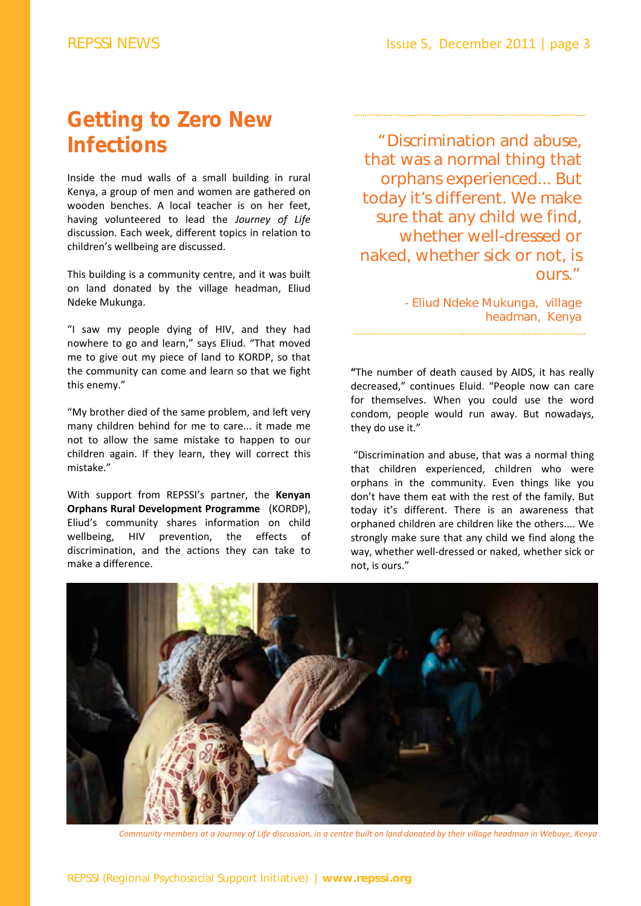# Getting to Zero New Infections

Inside the mud walls of a small building in rural Kenya, a group of men and women are gathered on wooden benches. A local teacher is on her feet, having volunteered to lead the *Journey of Life* discussion. Each week, different topics in relation to children's wellbeing are discussed.

This building is a community centre, and it was built on land donated by the village headman, Eliud Ndeke Mukunga.

"I saw my people dying of HIV, and they had nowhere to go and learn," says Eliud. "That moved me to give out my piece of land to KORDP, so that the community can come and learn so that we fight this enemy."

"My brother died of the same problem, and left very many children behind for me to care... it made me not to allow the same mistake to happen to our children again. If they learn, they will correct this mistake."

With support from REPSSI's partner, the **Kenyan Orphans Rural Development Programme** (KORDP), Eliud's community shares information on child wellbeing, HIV prevention, the effects of discrimination, and the actions they can take to make a difference.

> "Discrimination and abuse, that was a normal thing that orphans experienced... But today it's different. We make sure that any child we find, whether well-dressed or naked, whether sick or not, is ours."
>
> - Eliud Ndeke Mukunga, village headman, Kenya

"The number of death caused by AIDS, it has really decreased," continues Eluid. "People now can care for themselves. When you could use the word condom, people would run away. But nowadays, they do use it."

"Discrimination and abuse, that was a normal thing that children experienced, children who were orphans in the community. Even things like you don't have them eat with the rest of the family. But today it's different. There is an awareness that orphaned children are children like the others.... We strongly make sure that any child we find along the way, whether well-dressed or naked, whether sick or not, is ours."

*Community members at a Journey of Life discussion, in a centre built on land donated by their village headman in Webuye, Kenya*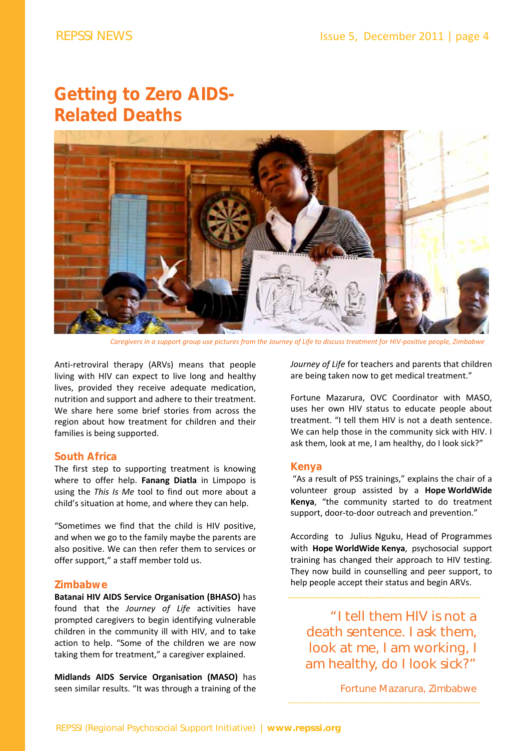# Getting to Zero AIDS-Related Deaths

*Caregivers in a support group use pictures from the Journey of Life to discuss treatment for HIV-positive people, Zimbabwe*

Anti-retroviral therapy (ARVs) means that people living with HIV can expect to live long and healthy lives, provided they receive adequate medication, nutrition and support and adhere to their treatment. We share here some brief stories from across the region about how treatment for children and their families is being supported.

## South Africa

The first step to supporting treatment is knowing where to offer help. **Fanang Diatla** in Limpopo is using the *This Is Me* tool to find out more about a child's situation at home, and where they can help.

"Sometimes we find that the child is HIV positive, and when we go to the family maybe the parents are also positive. We can then refer them to services or offer support," a staff member told us.

## Zimbabwe

**Batanai HIV AIDS Service Organisation (BHASO)** has found that the *Journey of Life* activities have prompted caregivers to begin identifying vulnerable children in the community ill with HIV, and to take action to help. "Some of the children we are now taking them for treatment," a caregiver explained.

**Midlands AIDS Service Organisation (MASO)** has seen similar results. "It was through a training of the *Journey of Life* for teachers and parents that children are being taken now to get medical treatment."

Fortune Mazarura, OVC Coordinator with MASO, uses her own HIV status to educate people about treatment. "I tell them HIV is not a death sentence. We can help those in the community sick with HIV. I ask them, look at me, I am healthy, do I look sick?"

## Kenya

"As a result of PSS trainings," explains the chair of a volunteer group assisted by a **Hope WorldWide Kenya**, "the community started to do treatment support, door-to-door outreach and prevention."

According to Julius Nguku, Head of Programmes with **Hope WorldWide Kenya**, psychosocial support training has changed their approach to HIV testing. They now build in counselling and peer support, to help people accept their status and begin ARVs.

> "I tell them HIV is not a death sentence. I ask them, look at me, I am working, I am healthy, do I look sick?"
>
> Fortune Mazarura, Zimbabwe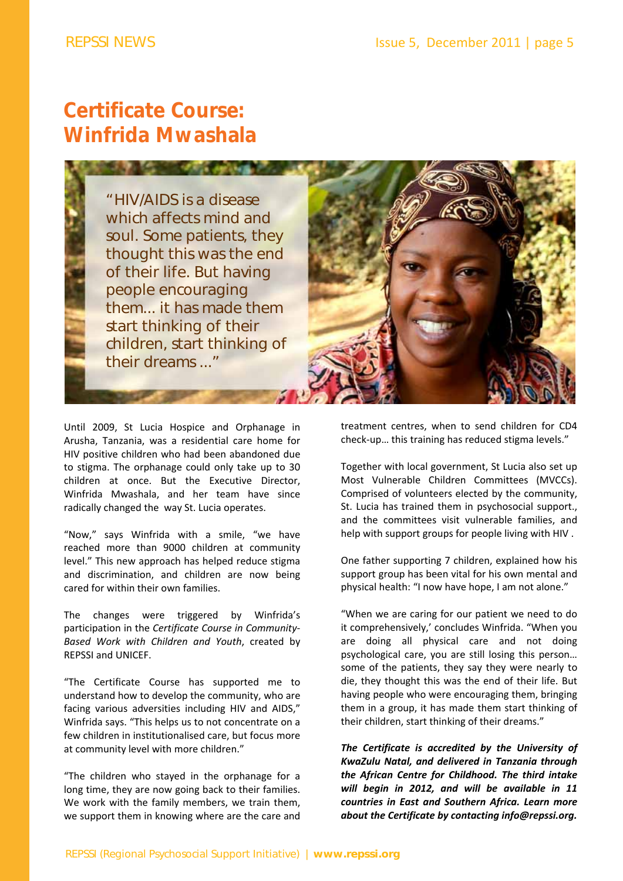# Certificate Course: Winfrida Mwashala

> "HIV/AIDS is a disease which affects mind and soul. Some patients, they thought this was the end of their life. But having people encouraging them... it has made them start thinking of their children, start thinking of their dreams ..."

Until 2009, St Lucia Hospice and Orphanage in Arusha, Tanzania, was a residential care home for HIV positive children who had been abandoned due to stigma. The orphanage could only take up to 30 children at once. But the Executive Director, Winfrida Mwashala, and her team have since radically changed the way St. Lucia operates.

"Now," says Winfrida with a smile, "we have reached more than 9000 children at community level." This new approach has helped reduce stigma and discrimination, and children are now being cared for within their own families.

The changes were triggered by Winfrida's participation in the *Certificate Course in Community-Based Work with Children and Youth*, created by REPSSI and UNICEF.

"The Certificate Course has supported me to understand how to develop the community, who are facing various adversities including HIV and AIDS," Winfrida says. "This helps us to not concentrate on a few children in institutionalised care, but focus more at community level with more children."

"The children who stayed in the orphanage for a long time, they are now going back to their families. We work with the family members, we train them, we support them in knowing where are the care and treatment centres, when to send children for CD4 check-up… this training has reduced stigma levels."

Together with local government, St Lucia also set up Most Vulnerable Children Committees (MVCCs). Comprised of volunteers elected by the community, St. Lucia has trained them in psychosocial support., and the committees visit vulnerable families, and help with support groups for people living with HIV .

One father supporting 7 children, explained how his support group has been vital for his own mental and physical health: "I now have hope, I am not alone."

"When we are caring for our patient we need to do it comprehensively,' concludes Winfrida. "When you are doing all physical care and not doing psychological care, you are still losing this person… some of the patients, they say they were nearly to die, they thought this was the end of their life. But having people who were encouraging them, bringing them in a group, it has made them start thinking of their children, start thinking of their dreams."

***The Certificate is accredited by the University of KwaZulu Natal, and delivered in Tanzania through the African Centre for Childhood. The third intake will begin in 2012, and will be available in 11 countries in East and Southern Africa. Learn more about the Certificate by contacting info@repssi.org.***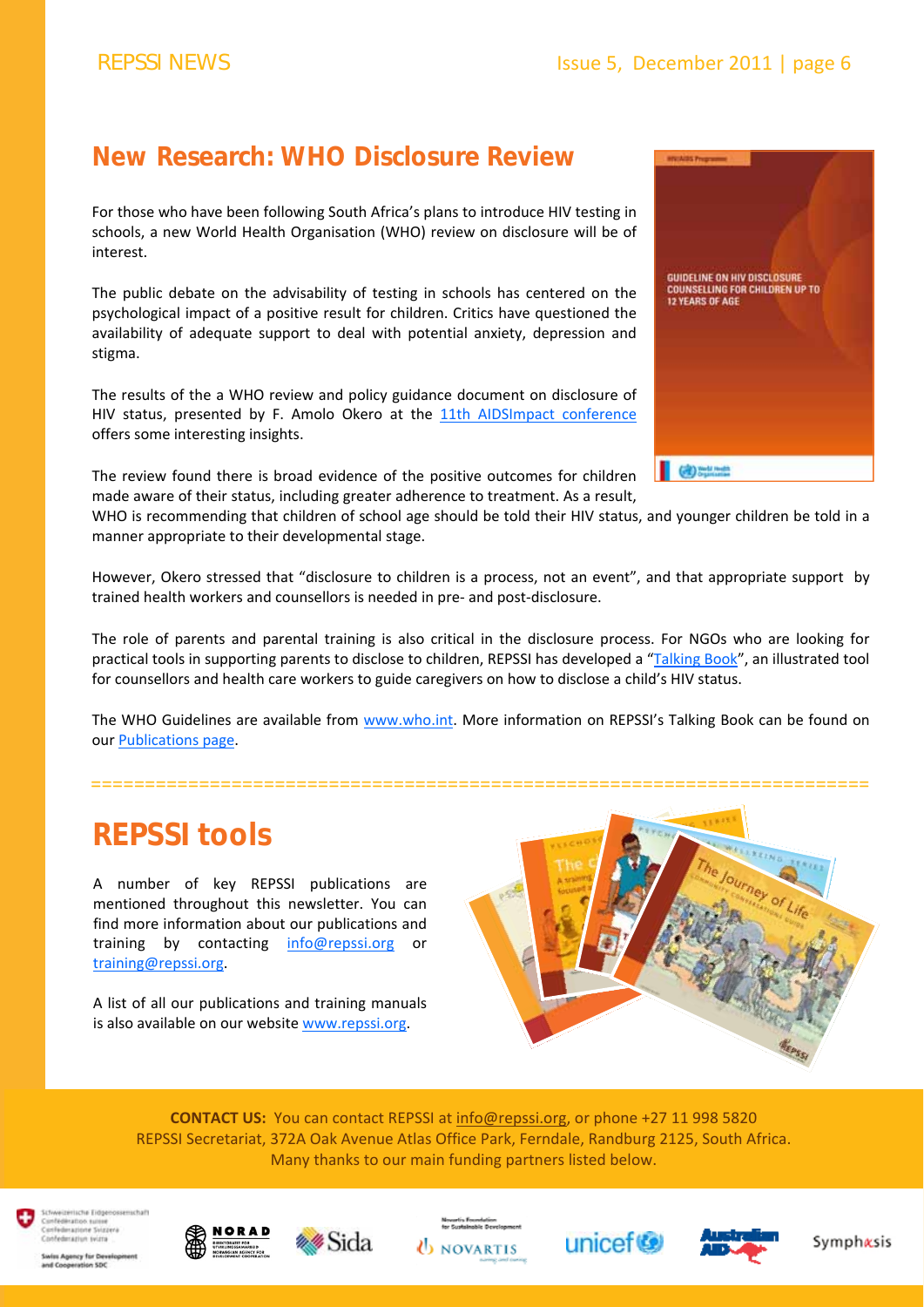## New Research: WHO Disclosure Review

For those who have been following South Africa's plans to introduce HIV testing in schools, a new World Health Organisation (WHO) review on disclosure will be of interest.

The public debate on the advisability of testing in schools has centered on the psychological impact of a positive result for children. Critics have questioned the availability of adequate support to deal with potential anxiety, depression and stigma.

The results of the a WHO review and policy guidance document on disclosure of HIV status, presented by F. Amolo Okero at the 11th AIDSImpact conference offers some interesting insights.

The review found there is broad evidence of the positive outcomes for children made aware of their status, including greater adherence to treatment. As a result, WHO is recommending that children of school age should be told their HIV status, and younger children be told in a manner appropriate to their developmental stage.

However, Okero stressed that "disclosure to children is a process, not an event", and that appropriate support by trained health workers and counsellors is needed in pre- and post-disclosure.

The role of parents and parental training is also critical in the disclosure process. For NGOs who are looking for practical tools in supporting parents to disclose to children, REPSSI has developed a "Talking Book", an illustrated tool for counsellors and health care workers to guide caregivers on how to disclose a child's HIV status.

The WHO Guidelines are available from www.who.int. More information on REPSSI's Talking Book can be found on our Publications page.

## REPSSI tools

A number of key REPSSI publications are mentioned throughout this newsletter. You can find more information about our publications and training by contacting info@repssi.org or training@repssi.org.

A list of all our publications and training manuals is also available on our website www.repssi.org.

**CONTACT US:** You can contact REPSSI at info@repssi.org, or phone +27 11 998 5820
REPSSI Secretariat, 372A Oak Avenue Atlas Office Park, Ferndale, Randburg 2125, South Africa.
Many thanks to our main funding partners listed below.